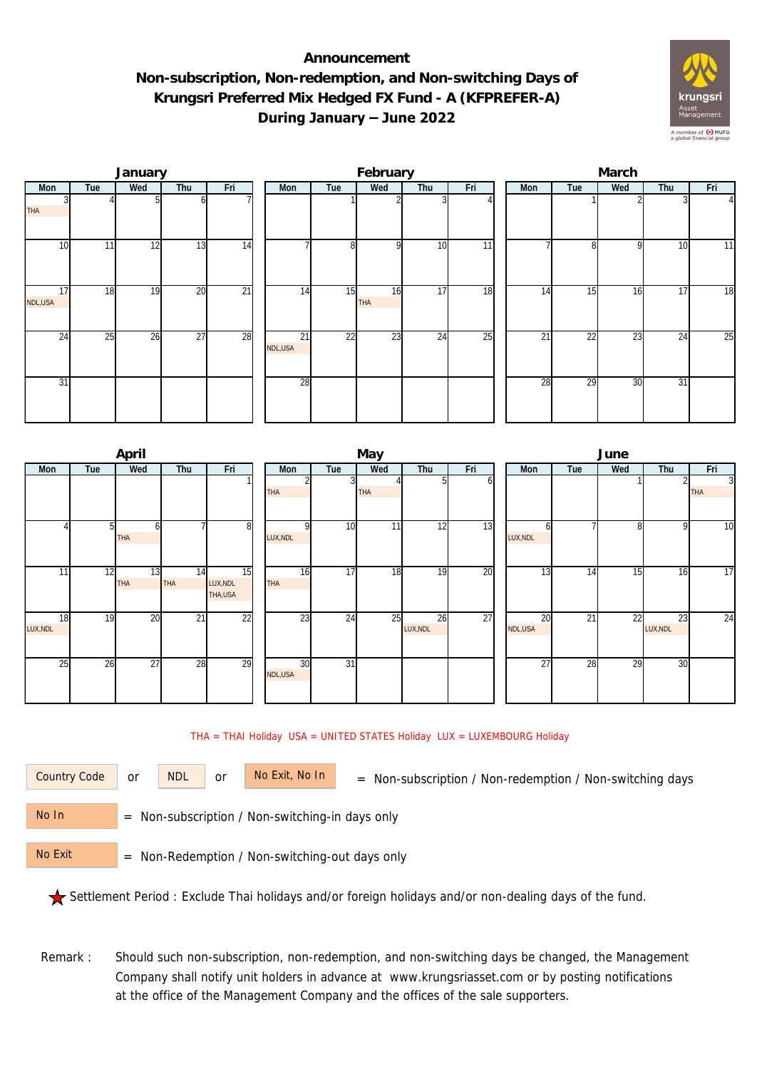# Announcement

## Non-subscription, Non-redemption, and Non-switching Days of Krungsri Preferred Mix Hedged FX Fund - A (KFPREFER-A) During January – June 2022

### January

| Mon | Tue | Wed | Thu | Fri |
|---|---|---|---|---|
| 3 THA | 4 | 5 | 6 | 7 |
| 10 | 11 | 12 | 13 | 14 |
| 17 NDL,USA | 18 | 19 | 20 | 21 |
| 24 | 25 | 26 | 27 | 28 |
| 31 | | | | |

### February

| Mon | Tue | Wed | Thu | Fri |
|---|---|---|---|---|
| | 1 | 2 | 3 | 4 |
| 7 | 8 | 9 | 10 | 11 |
| 14 | 15 | 16 THA | 17 | 18 |
| 21 NDL,USA | 22 | 23 | 24 | 25 |
| 28 | | | | |

### March

| Mon | Tue | Wed | Thu | Fri |
|---|---|---|---|---|
| | 1 | 2 | 3 | 4 |
| 7 | 8 | 9 | 10 | 11 |
| 14 | 15 | 16 | 17 | 18 |
| 21 | 22 | 23 | 24 | 25 |
| 28 | 29 | 30 | 31 | |

### April

| Mon | Tue | Wed | Thu | Fri |
|---|---|---|---|---|
| | | | | 1 |
| 4 | 5 | 6 THA | 7 | 8 |
| 11 | 12 | 13 THA | 14 THA | 15 LUX,NDL THA,USA |
| 18 LUX,NDL | 19 | 20 | 21 | 22 |
| 25 | 26 | 27 | 28 | 29 |

### May

| Mon | Tue | Wed | Thu | Fri |
|---|---|---|---|---|
| 2 THA | 3 | 4 THA | 5 | 6 |
| 9 LUX,NDL | 10 | 11 | 12 | 13 |
| 16 THA | 17 | 18 | 19 | 20 |
| 23 | 24 | 25 | 26 LUX,NDL | 27 |
| 30 NDL,USA | 31 | | | |

### June

| Mon | Tue | Wed | Thu | Fri |
|---|---|---|---|---|
| | | 1 | 2 | 3 THA |
| 6 LUX,NDL | 7 | 8 | 9 | 10 |
| 13 | 14 | 15 | 16 | 17 |
| 20 NDL,USA | 21 | 22 | 23 LUX,NDL | 24 |
| 27 | 28 | 29 | 30 | |

THA = THAI Holiday USA = UNITED STATES Holiday LUX = LUXEMBOURG Holiday

Country Code or NDL or No Exit, No In = Non-subscription / Non-redemption / Non-switching days

No In = Non-subscription / Non-switching-in days only

No Exit = Non-Redemption / Non-switching-out days only

★ Settlement Period : Exclude Thai holidays and/or foreign holidays and/or non-dealing days of the fund.

Remark : Should such non-subscription, non-redemption, and non-switching days be changed, the Management Company shall notify unit holders in advance at www.krungsriasset.com or by posting notifications at the office of the Management Company and the offices of the sale supporters.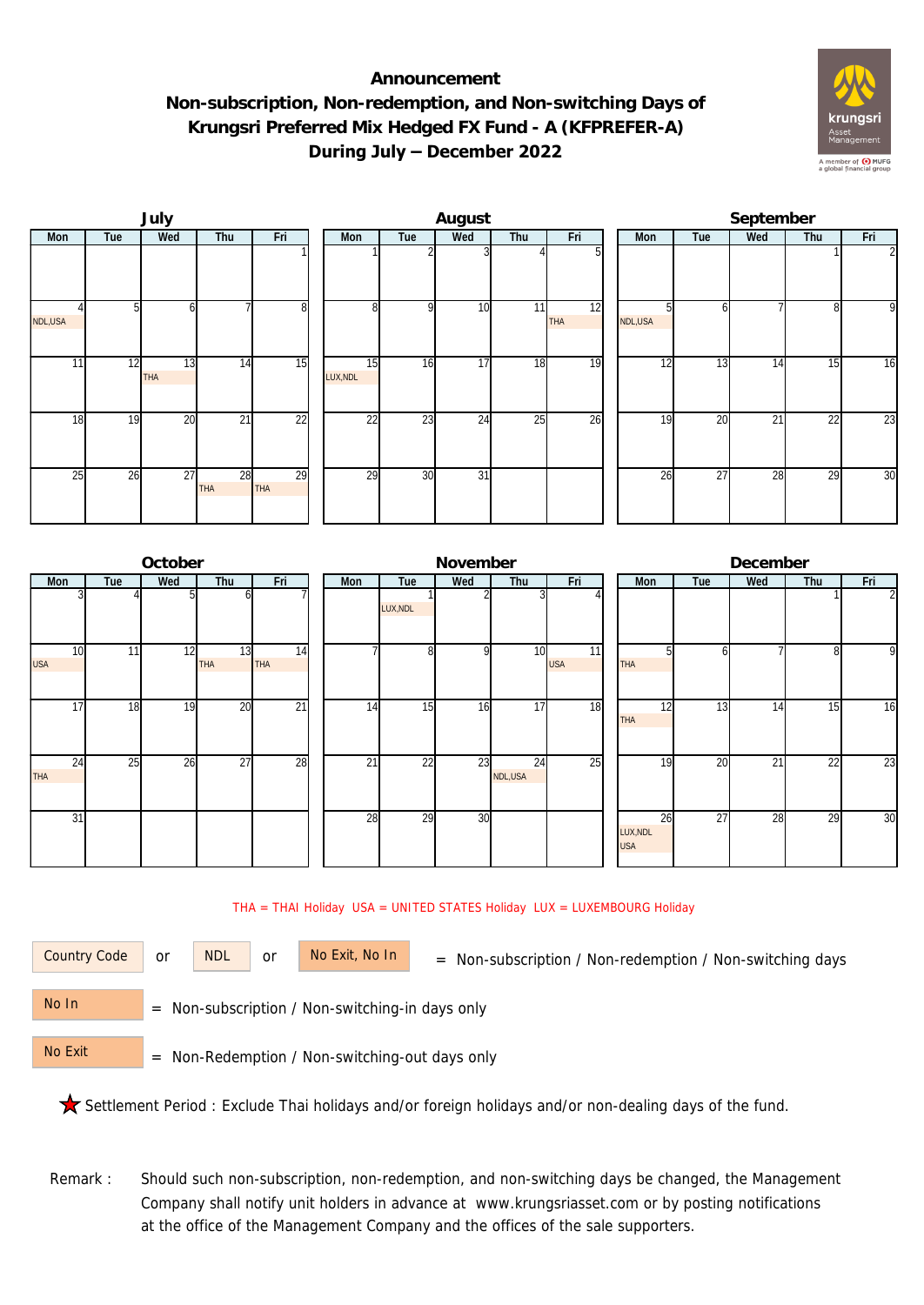**Announcement**
**Non-subscription, Non-redemption, and Non-switching Days of**
**Krungsri Preferred Mix Hedged FX Fund - A (KFPREFER-A)**
**During July – December 2022**

krungsri Asset Management
A member of MUFG a global financial group

### July

| Mon | Tue | Wed | Thu | Fri |
|---|---|---|---|---|
| | | | | 1 |
| 4 NDL,USA | 5 | 6 | 7 | 8 |
| 11 | 12 | 13 THA | 14 | 15 |
| 18 | 19 | 20 | 21 | 22 |
| 25 | 26 | 27 | 28 THA | 29 THA |

### August

| Mon | Tue | Wed | Thu | Fri |
|---|---|---|---|---|
| 1 | 2 | 3 | 4 | 5 |
| 8 | 9 | 10 | 11 | 12 THA |
| 15 LUX,NDL | 16 | 17 | 18 | 19 |
| 22 | 23 | 24 | 25 | 26 |
| 29 | 30 | 31 | | |

### September

| Mon | Tue | Wed | Thu | Fri |
|---|---|---|---|---|
| | | | 1 | 2 |
| 5 NDL,USA | 6 | 7 | 8 | 9 |
| 12 | 13 | 14 | 15 | 16 |
| 19 | 20 | 21 | 22 | 23 |
| 26 | 27 | 28 | 29 | 30 |

### October

| Mon | Tue | Wed | Thu | Fri |
|---|---|---|---|---|
| 3 | 4 | 5 | 6 | 7 |
| 10 USA | 11 | 12 | 13 THA | 14 THA |
| 17 | 18 | 19 | 20 | 21 |
| 24 THA | 25 | 26 | 27 | 28 |
| 31 | | | | |

### November

| Mon | Tue | Wed | Thu | Fri |
|---|---|---|---|---|
| | 1 LUX,NDL | 2 | 3 | 4 |
| 7 | 8 | 9 | 10 | 11 USA |
| 14 | 15 | 16 | 17 | 18 |
| 21 | 22 | 23 | 24 NDL,USA | 25 |
| 28 | 29 | 30 | | |

### December

| Mon | Tue | Wed | Thu | Fri |
|---|---|---|---|---|
| | | | 1 | 2 |
| 5 THA | 6 | 7 | 8 | 9 |
| 12 THA | 13 | 14 | 15 | 16 |
| 19 | 20 | 21 | 22 | 23 |
| 26 LUX,NDL USA | 27 | 28 | 29 | 30 |

THA = THAI Holiday USA = UNITED STATES Holiday LUX = LUXEMBOURG Holiday

Country Code or NDL or No Exit, No In = Non-subscription / Non-redemption / Non-switching days

No In = Non-subscription / Non-switching-in days only

No Exit = Non-Redemption / Non-switching-out days only

★ Settlement Period : Exclude Thai holidays and/or foreign holidays and/or non-dealing days of the fund.

Remark : Should such non-subscription, non-redemption, and non-switching days be changed, the Management Company shall notify unit holders in advance at www.krungsriasset.com or by posting notifications at the office of the Management Company and the offices of the sale supporters.